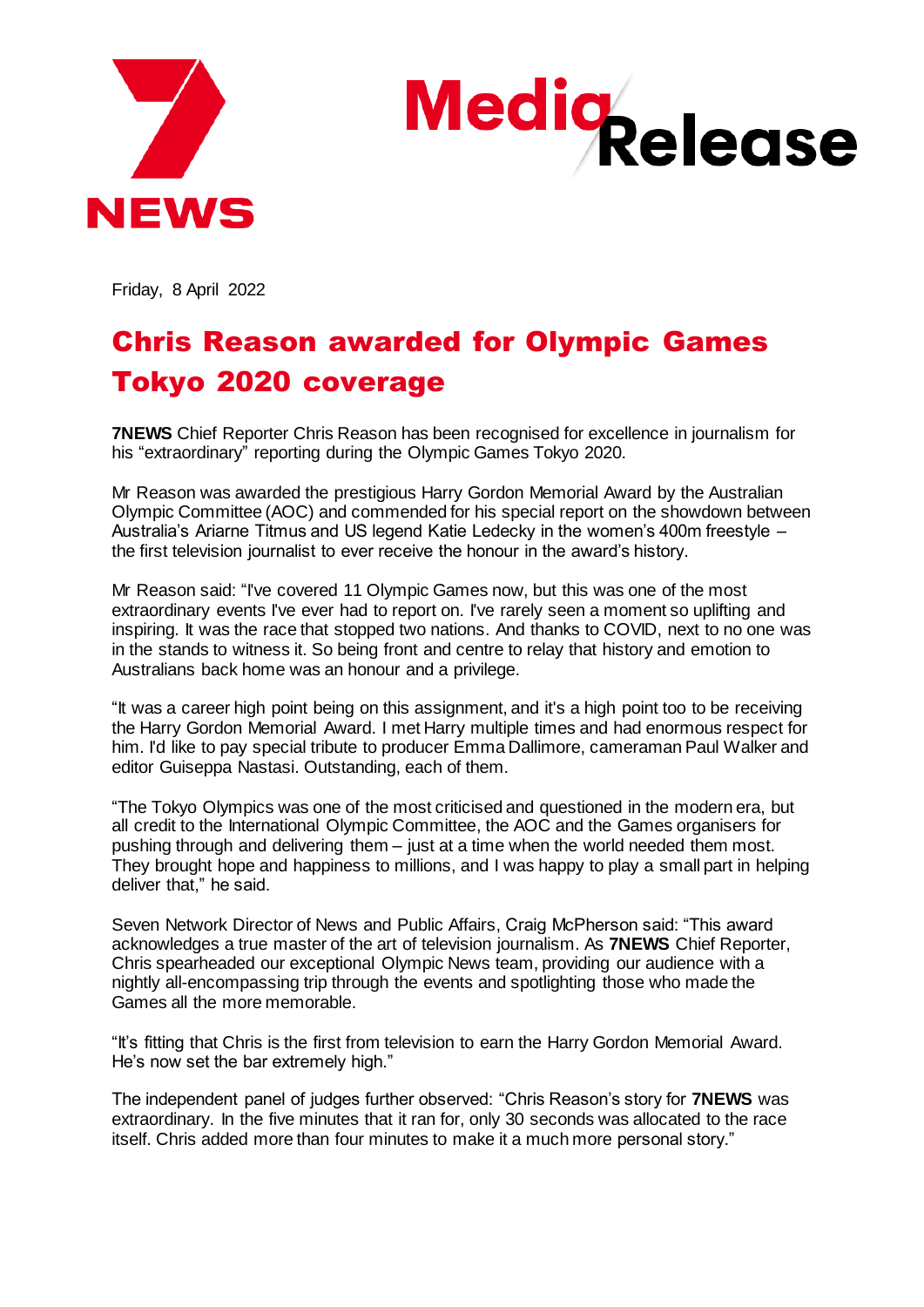Friday, 8 April 2022

# Chris Reason awarded for Olympic Games Tokyo 2020 coverage

**7NEWS** Chief Reporter Chris Reason has been recognised for excellence in journalism for his "extraordinary" reporting during the Olympic Games Tokyo 2020.

Mr Reason was awarded the prestigious Harry Gordon Memorial Award by the Australian Olympic Committee (AOC) and commended for his special report on the showdown between Australia's Ariarne Titmus and US legend Katie Ledecky in the women's 400m freestyle – the first television journalist to ever receive the honour in the award's history.

Mr Reason said: "I've covered 11 Olympic Games now, but this was one of the most extraordinary events I've ever had to report on. I've rarely seen a moment so uplifting and inspiring. It was the race that stopped two nations. And thanks to COVID, next to no one was in the stands to witness it. So being front and centre to relay that history and emotion to Australians back home was an honour and a privilege.

"It was a career high point being on this assignment, and it's a high point too to be receiving the Harry Gordon Memorial Award. I met Harry multiple times and had enormous respect for him. I'd like to pay special tribute to producer Emma Dallimore, cameraman Paul Walker and editor Guiseppa Nastasi. Outstanding, each of them.

"The Tokyo Olympics was one of the most criticised and questioned in the modern era, but all credit to the International Olympic Committee, the AOC and the Games organisers for pushing through and delivering them – just at a time when the world needed them most. They brought hope and happiness to millions, and I was happy to play a small part in helping deliver that," he said.

Seven Network Director of News and Public Affairs, Craig McPherson said: "This award acknowledges a true master of the art of television journalism. As **7NEWS** Chief Reporter, Chris spearheaded our exceptional Olympic News team, providing our audience with a nightly all-encompassing trip through the events and spotlighting those who made the Games all the more memorable.

"It's fitting that Chris is the first from television to earn the Harry Gordon Memorial Award. He's now set the bar extremely high."

The independent panel of judges further observed: "Chris Reason's story for **7NEWS** was extraordinary. In the five minutes that it ran for, only 30 seconds was allocated to the race itself. Chris added more than four minutes to make it a much more personal story."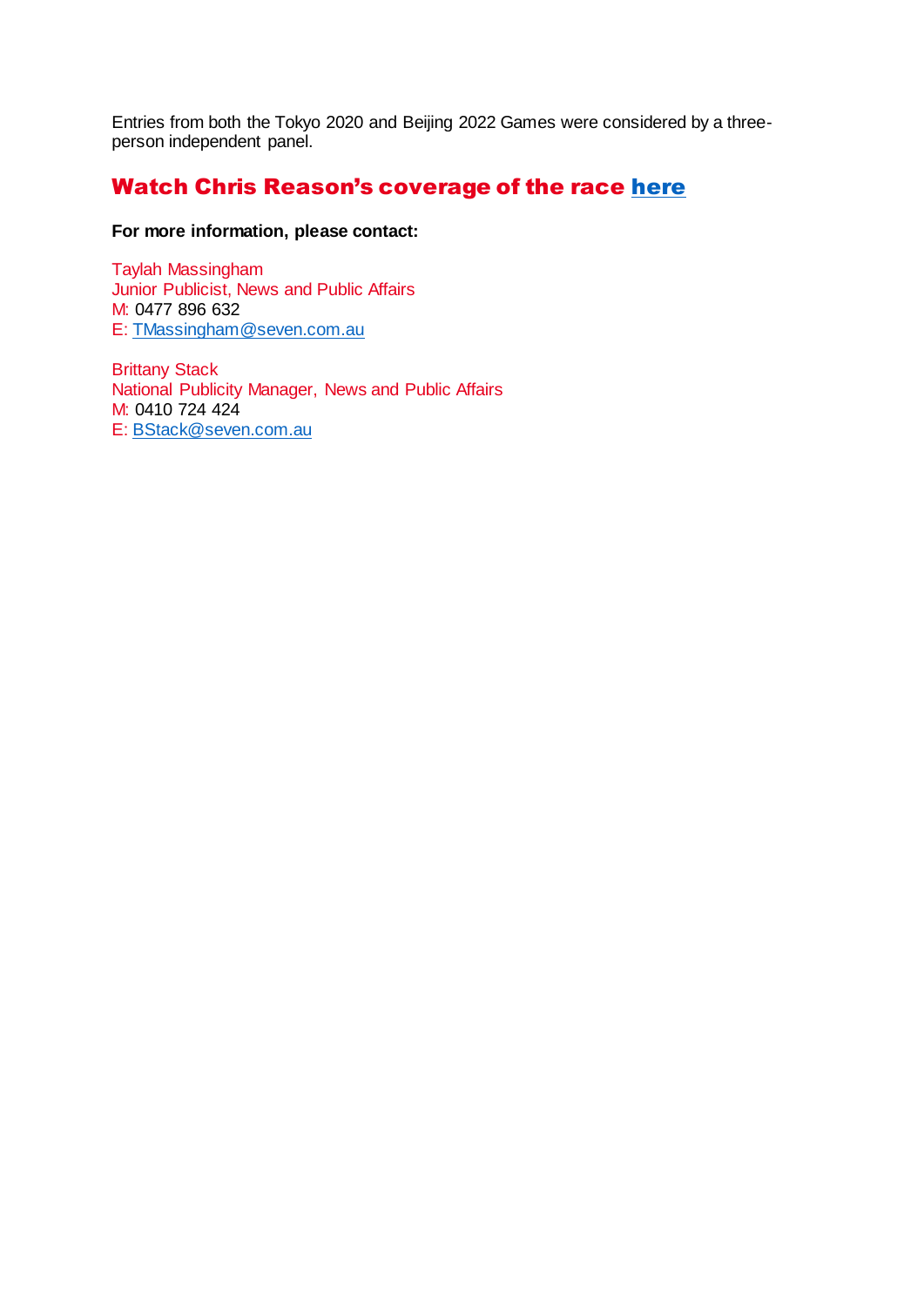Entries from both the Tokyo 2020 and Beijing 2022 Games were considered by a three-person independent panel.

## Watch Chris Reason's coverage of the race here

**For more information, please contact:**

Taylah Massingham
Junior Publicist, News and Public Affairs
M: 0477 896 632
E: TMassingham@seven.com.au

Brittany Stack
National Publicity Manager, News and Public Affairs
M: 0410 724 424
E: BStack@seven.com.au